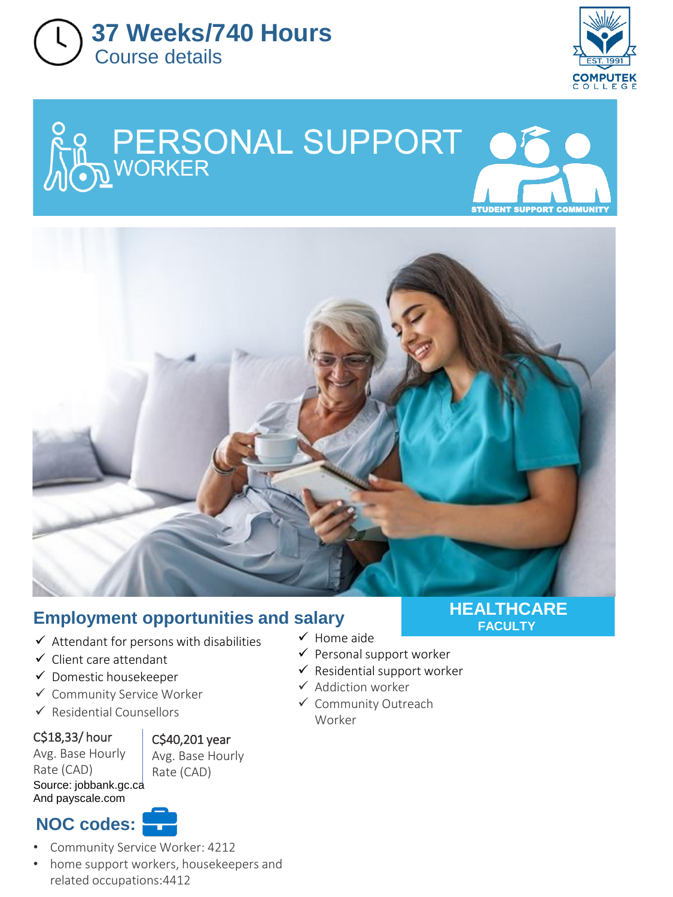# 37 Weeks/740 Hours

Course details

COMPUTEK COLLEGE
EST. 1991

# PERSONAL SUPPORT WORKER

STUDENT SUPPORT COMMUNITY

**HEALTHCARE FACULTY**

## Employment opportunities and salary

- ✓ Attendant for persons with disabilities
- ✓ Client care attendant
- ✓ Domestic housekeeper
- ✓ Community Service Worker
- ✓ Residential Counsellors
- ✓ Home aide
- ✓ Personal support worker
- ✓ Residential support worker
- ✓ Addiction worker
- ✓ Community Outreach Worker

C$18,33/ hour
Avg. Base Hourly Rate (CAD)

C$40,201 year
Avg. Base Hourly Rate (CAD)

Source: jobbank.gc.ca
And payscale.com

## NOC codes:

- Community Service Worker: 4212
- home support workers, housekeepers and related occupations:4412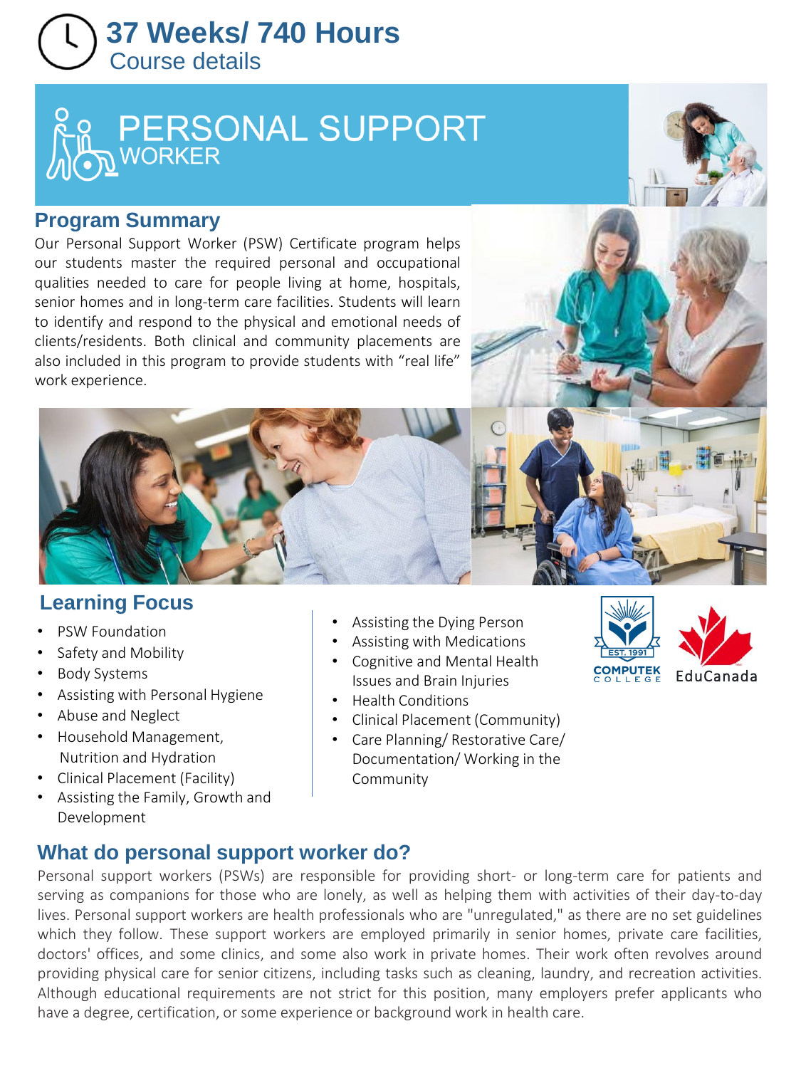# 37 Weeks/ 740 Hours

Course details

# PERSONAL SUPPORT WORKER

## Program Summary

Our Personal Support Worker (PSW) Certificate program helps our students master the required personal and occupational qualities needed to care for people living at home, hospitals, senior homes and in long-term care facilities. Students will learn to identify and respond to the physical and emotional needs of clients/residents. Both clinical and community placements are also included in this program to provide students with "real life" work experience.

## Learning Focus

- PSW Foundation
- Safety and Mobility
- Body Systems
- Assisting with Personal Hygiene
- Abuse and Neglect
- Household Management, Nutrition and Hydration
- Clinical Placement (Facility)
- Assisting the Family, Growth and Development
- Assisting the Dying Person
- Assisting with Medications
- Cognitive and Mental Health Issues and Brain Injuries
- Health Conditions
- Clinical Placement (Community)
- Care Planning/ Restorative Care/ Documentation/ Working in the Community

EST. 1991 COMPUTEK COLLEGE

EduCanada

## What do personal support worker do?

Personal support workers (PSWs) are responsible for providing short- or long-term care for patients and serving as companions for those who are lonely, as well as helping them with activities of their day-to-day lives. Personal support workers are health professionals who are "unregulated," as there are no set guidelines which they follow. These support workers are employed primarily in senior homes, private care facilities, doctors' offices, and some clinics, and some also work in private homes. Their work often revolves around providing physical care for senior citizens, including tasks such as cleaning, laundry, and recreation activities. Although educational requirements are not strict for this position, many employers prefer applicants who have a degree, certification, or some experience or background work in health care.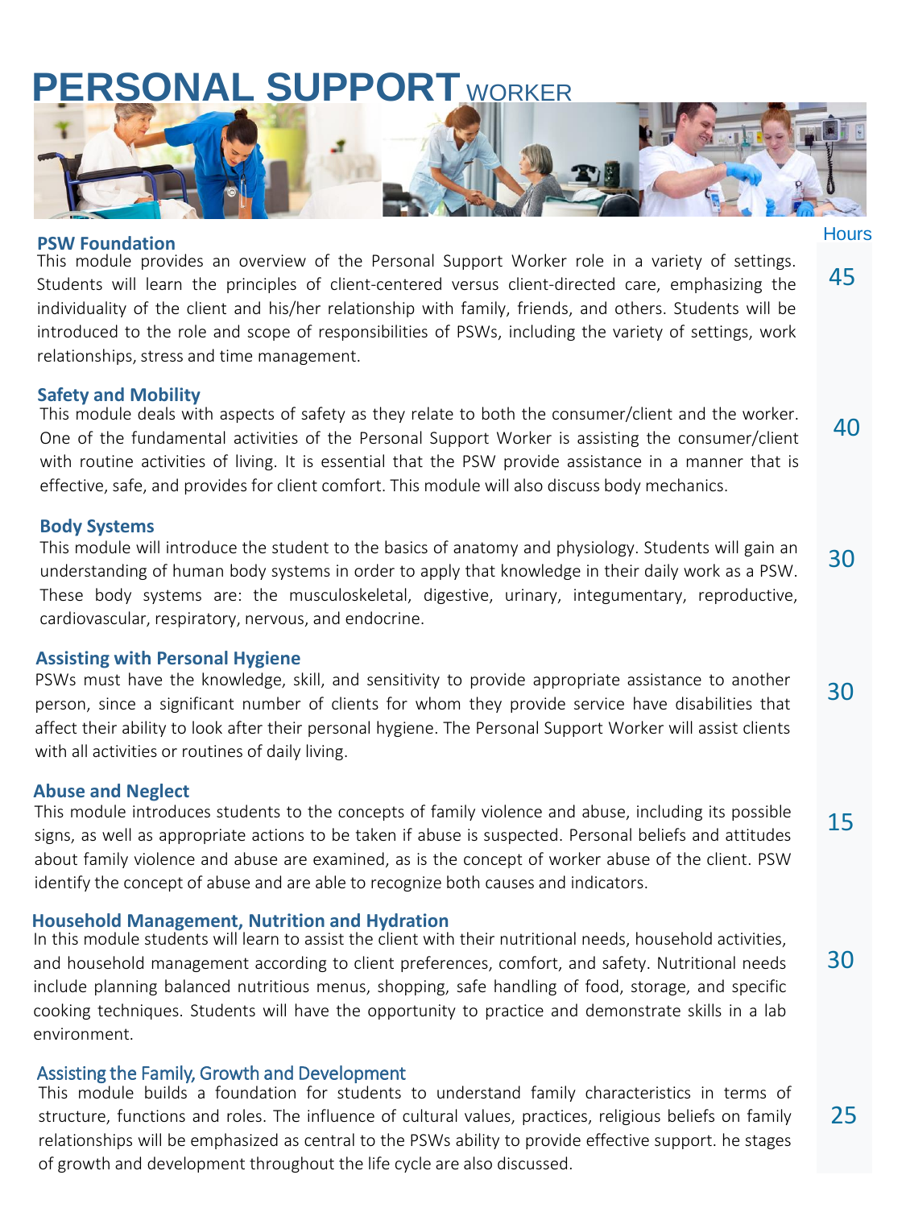# PERSONAL SUPPORT WORKER

| Module | Hours |
|---|---|
| **PSW Foundation**<br>This module provides an overview of the Personal Support Worker role in a variety of settings. Students will learn the principles of client-centered versus client-directed care, emphasizing the individuality of the client and his/her relationship with family, friends, and others. Students will be introduced to the role and scope of responsibilities of PSWs, including the variety of settings, work relationships, stress and time management. | 45 |
| **Safety and Mobility**<br>This module deals with aspects of safety as they relate to both the consumer/client and the worker. One of the fundamental activities of the Personal Support Worker is assisting the consumer/client with routine activities of living. It is essential that the PSW provide assistance in a manner that is effective, safe, and provides for client comfort. This module will also discuss body mechanics. | 40 |
| **Body Systems**<br>This module will introduce the student to the basics of anatomy and physiology. Students will gain an understanding of human body systems in order to apply that knowledge in their daily work as a PSW. These body systems are: the musculoskeletal, digestive, urinary, integumentary, reproductive, cardiovascular, respiratory, nervous, and endocrine. | 30 |
| **Assisting with Personal Hygiene**<br>PSWs must have the knowledge, skill, and sensitivity to provide appropriate assistance to another person, since a significant number of clients for whom they provide service have disabilities that affect their ability to look after their personal hygiene. The Personal Support Worker will assist clients with all activities or routines of daily living. | 30 |
| **Abuse and Neglect**<br>This module introduces students to the concepts of family violence and abuse, including its possible signs, as well as appropriate actions to be taken if abuse is suspected. Personal beliefs and attitudes about family violence and abuse are examined, as is the concept of worker abuse of the client. PSW identify the concept of abuse and are able to recognize both causes and indicators. | 15 |
| **Household Management, Nutrition and Hydration**<br>In this module students will learn to assist the client with their nutritional needs, household activities, and household management according to client preferences, comfort, and safety. Nutritional needs include planning balanced nutritious menus, shopping, safe handling of food, storage, and specific cooking techniques. Students will have the opportunity to practice and demonstrate skills in a lab environment. | 30 |
| **Assisting the Family, Growth and Development**<br>This module builds a foundation for students to understand family characteristics in terms of structure, functions and roles. The influence of cultural values, practices, religious beliefs on family relationships will be emphasized as central to the PSWs ability to provide effective support. he stages of growth and development throughout the life cycle are also discussed. | 25 |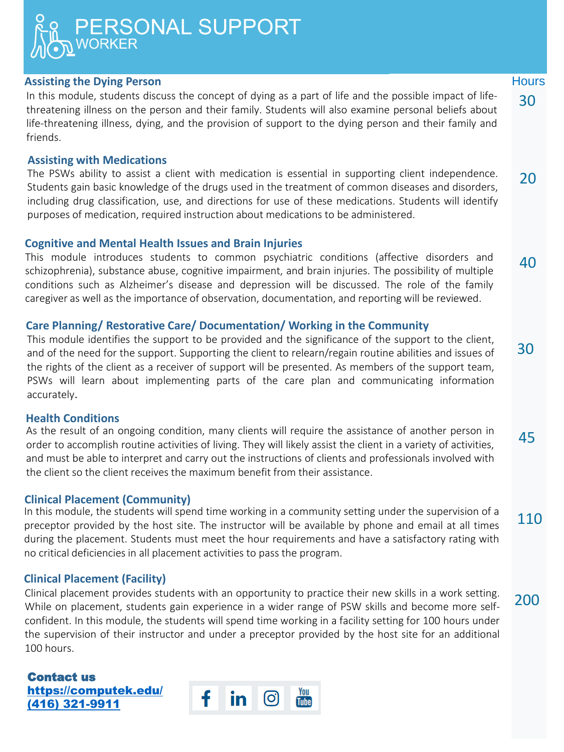# PERSONAL SUPPORT WORKER

Hours

## Assisting the Dying Person

30

In this module, students discuss the concept of dying as a part of life and the possible impact of life-threatening illness on the person and their family. Students will also examine personal beliefs about life-threatening illness, dying, and the provision of support to the dying person and their family and friends.

## Assisting with Medications

20

The PSWs ability to assist a client with medication is essential in supporting client independence. Students gain basic knowledge of the drugs used in the treatment of common diseases and disorders, including drug classification, use, and directions for use of these medications. Students will identify purposes of medication, required instruction about medications to be administered.

## Cognitive and Mental Health Issues and Brain Injuries

40

This module introduces students to common psychiatric conditions (affective disorders and schizophrenia), substance abuse, cognitive impairment, and brain injuries. The possibility of multiple conditions such as Alzheimer's disease and depression will be discussed. The role of the family caregiver as well as the importance of observation, documentation, and reporting will be reviewed.

## Care Planning/ Restorative Care/ Documentation/ Working in the Community

30

This module identifies the support to be provided and the significance of the support to the client, and of the need for the support. Supporting the client to relearn/regain routine abilities and issues of the rights of the client as a receiver of support will be presented. As members of the support team, PSWs will learn about implementing parts of the care plan and communicating information accurately.

## Health Conditions

45

As the result of an ongoing condition, many clients will require the assistance of another person in order to accomplish routine activities of living. They will likely assist the client in a variety of activities, and must be able to interpret and carry out the instructions of clients and professionals involved with the client so the client receives the maximum benefit from their assistance.

## Clinical Placement (Community)

110

In this module, the students will spend time working in a community setting under the supervision of a preceptor provided by the host site. The instructor will be available by phone and email at all times during the placement. Students must meet the hour requirements and have a satisfactory rating with no critical deficiencies in all placement activities to pass the program.

## Clinical Placement (Facility)

200

Clinical placement provides students with an opportunity to practice their new skills in a work setting. While on placement, students gain experience in a wider range of PSW skills and become more self-confident. In this module, the students will spend time working in a facility setting for 100 hours under the supervision of their instructor and under a preceptor provided by the host site for an additional 100 hours.

**Contact us**
**https://computek.edu/**
**(416) 321-9911**